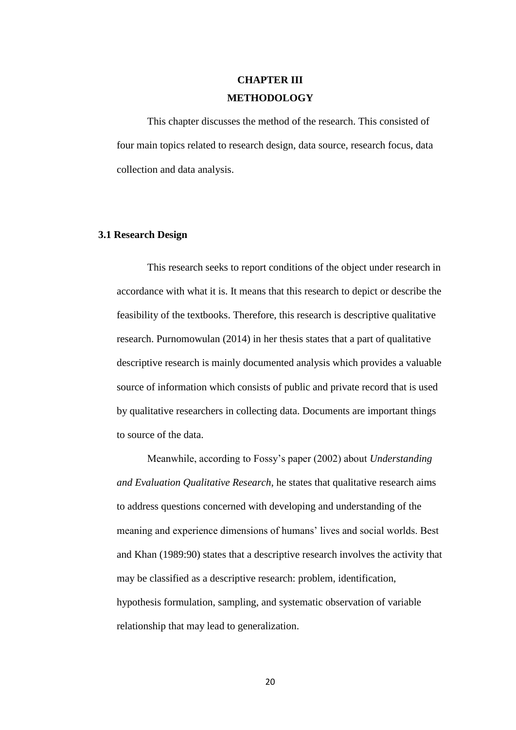# CHAPTER III
# METHODOLOGY

This chapter discusses the method of the research. This consisted of four main topics related to research design, data source, research focus, data collection and data analysis.

## 3.1 Research Design

This research seeks to report conditions of the object under research in accordance with what it is. It means that this research to depict or describe the feasibility of the textbooks. Therefore, this research is descriptive qualitative research. Purnomowulan (2014) in her thesis states that a part of qualitative descriptive research is mainly documented analysis which provides a valuable source of information which consists of public and private record that is used by qualitative researchers in collecting data. Documents are important things to source of the data.

Meanwhile, according to Fossy's paper (2002) about *Understanding and Evaluation Qualitative Research*, he states that qualitative research aims to address questions concerned with developing and understanding of the meaning and experience dimensions of humans' lives and social worlds. Best and Khan (1989:90) states that a descriptive research involves the activity that may be classified as a descriptive research: problem, identification, hypothesis formulation, sampling, and systematic observation of variable relationship that may lead to generalization.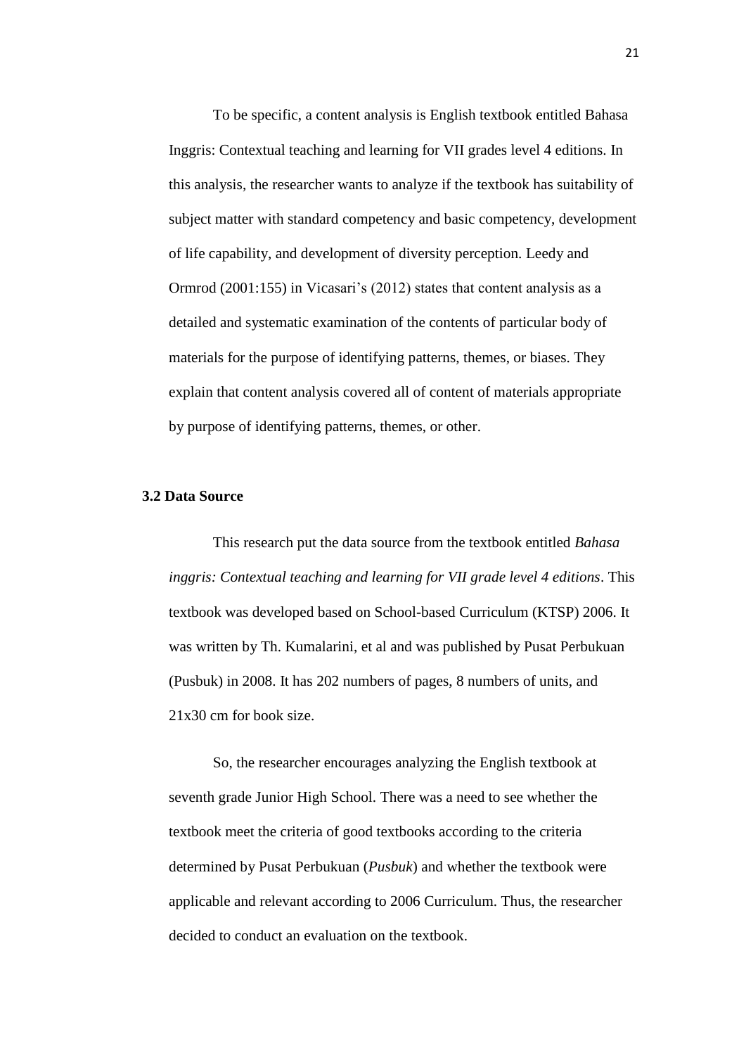To be specific, a content analysis is English textbook entitled Bahasa Inggris: Contextual teaching and learning for VII grades level 4 editions. In this analysis, the researcher wants to analyze if the textbook has suitability of subject matter with standard competency and basic competency, development of life capability, and development of diversity perception. Leedy and Ormrod (2001:155) in Vicasari's (2012) states that content analysis as a detailed and systematic examination of the contents of particular body of materials for the purpose of identifying patterns, themes, or biases. They explain that content analysis covered all of content of materials appropriate by purpose of identifying patterns, themes, or other.

### 3.2 Data Source

This research put the data source from the textbook entitled *Bahasa inggris: Contextual teaching and learning for VII grade level 4 editions*. This textbook was developed based on School-based Curriculum (KTSP) 2006. It was written by Th. Kumalarini, et al and was published by Pusat Perbukuan (Pusbuk) in 2008. It has 202 numbers of pages, 8 numbers of units, and 21x30 cm for book size.

So, the researcher encourages analyzing the English textbook at seventh grade Junior High School. There was a need to see whether the textbook meet the criteria of good textbooks according to the criteria determined by Pusat Perbukuan (*Pusbuk*) and whether the textbook were applicable and relevant according to 2006 Curriculum. Thus, the researcher decided to conduct an evaluation on the textbook.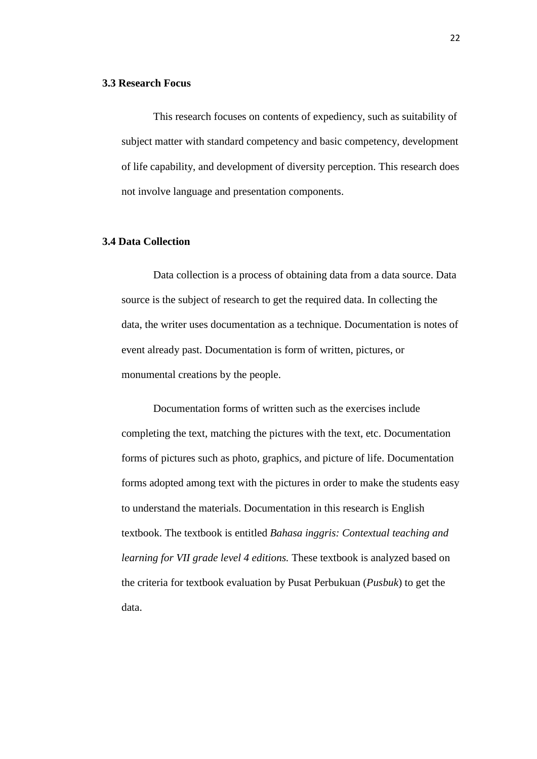### 3.3 Research Focus

This research focuses on contents of expediency, such as suitability of subject matter with standard competency and basic competency, development of life capability, and development of diversity perception. This research does not involve language and presentation components.

### 3.4 Data Collection

Data collection is a process of obtaining data from a data source. Data source is the subject of research to get the required data. In collecting the data, the writer uses documentation as a technique. Documentation is notes of event already past. Documentation is form of written, pictures, or monumental creations by the people.

Documentation forms of written such as the exercises include completing the text, matching the pictures with the text, etc. Documentation forms of pictures such as photo, graphics, and picture of life. Documentation forms adopted among text with the pictures in order to make the students easy to understand the materials. Documentation in this research is English textbook. The textbook is entitled *Bahasa inggris: Contextual teaching and learning for VII grade level 4 editions.* These textbook is analyzed based on the criteria for textbook evaluation by Pusat Perbukuan (*Pusbuk*) to get the data.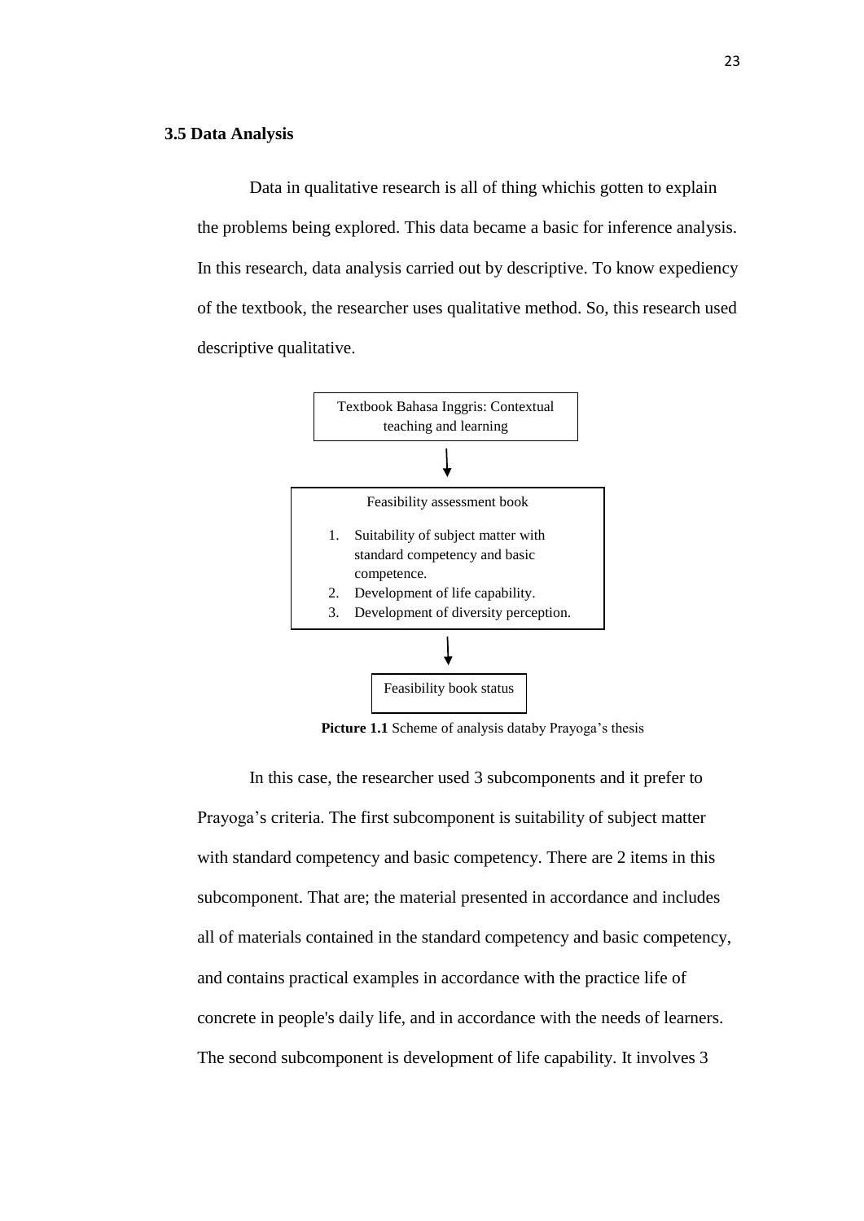### 3.5 Data Analysis

Data in qualitative research is all of thing whichis gotten to explain the problems being explored. This data became a basic for inference analysis. In this research, data analysis carried out by descriptive. To know expediency of the textbook, the researcher uses qualitative method. So, this research used descriptive qualitative.

Textbook Bahasa Inggris: Contextual teaching and learning

↓

Feasibility assessment book

1. Suitability of subject matter with standard competency and basic competence.
2. Development of life capability.
3. Development of diversity perception.

↓

Feasibility book status

**Picture 1.1** Scheme of analysis databy Prayoga's thesis

In this case, the researcher used 3 subcomponents and it prefer to Prayoga's criteria. The first subcomponent is suitability of subject matter with standard competency and basic competency. There are 2 items in this subcomponent. That are; the material presented in accordance and includes all of materials contained in the standard competency and basic competency, and contains practical examples in accordance with the practice life of concrete in people's daily life, and in accordance with the needs of learners. The second subcomponent is development of life capability. It involves 3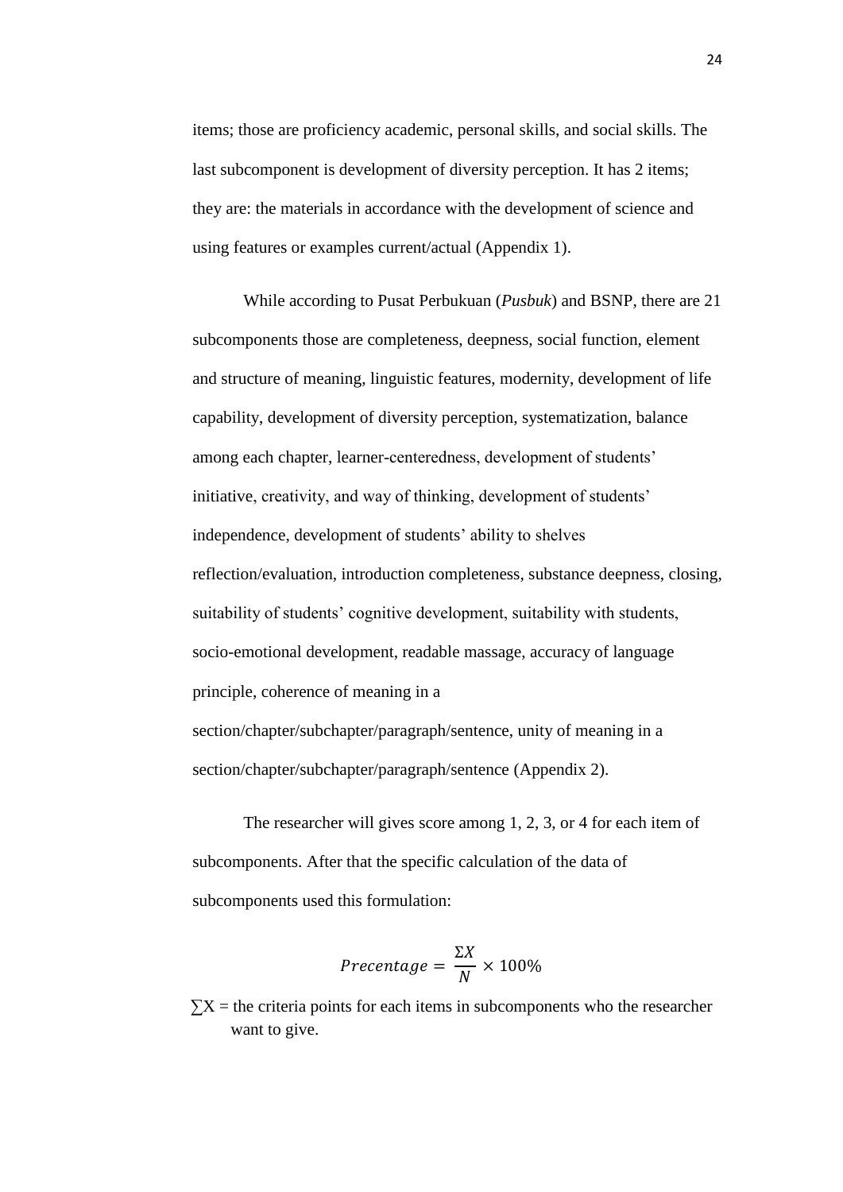items; those are proficiency academic, personal skills, and social skills. The last subcomponent is development of diversity perception. It has 2 items; they are: the materials in accordance with the development of science and using features or examples current/actual (Appendix 1).

While according to Pusat Perbukuan (*Pusbuk*) and BSNP, there are 21 subcomponents those are completeness, deepness, social function, element and structure of meaning, linguistic features, modernity, development of life capability, development of diversity perception, systematization, balance among each chapter, learner-centeredness, development of students' initiative, creativity, and way of thinking, development of students' independence, development of students' ability to shelves reflection/evaluation, introduction completeness, substance deepness, closing, suitability of students' cognitive development, suitability with students, socio-emotional development, readable massage, accuracy of language principle, coherence of meaning in a section/chapter/subchapter/paragraph/sentence, unity of meaning in a section/chapter/subchapter/paragraph/sentence (Appendix 2).

The researcher will gives score among 1, 2, 3, or 4 for each item of subcomponents. After that the specific calculation of the data of subcomponents used this formulation:

$$Precentage = \frac{\Sigma X}{N} \times 100\%$$

$\sum X$ = the criteria points for each items in subcomponents who the researcher want to give.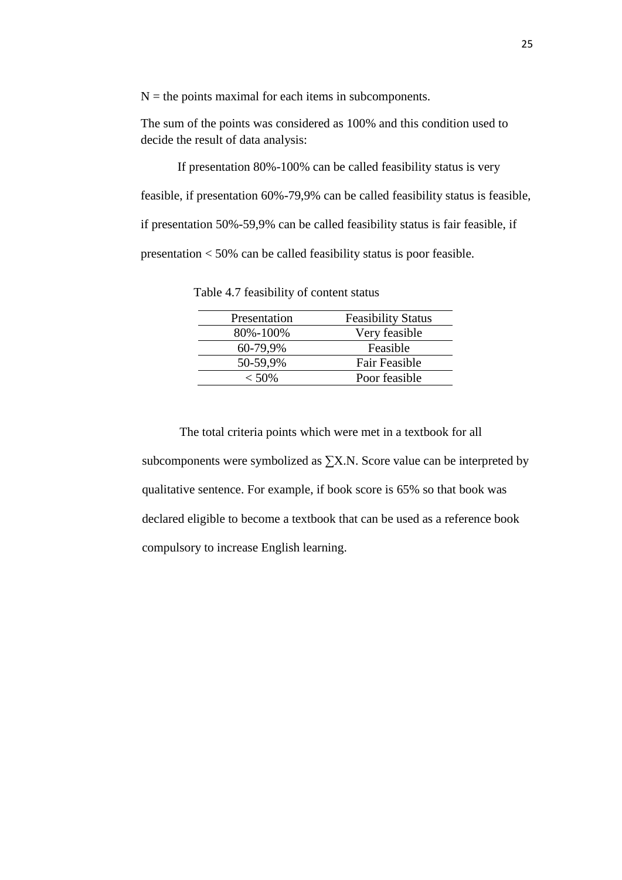N = the points maximal for each items in subcomponents.

The sum of the points was considered as 100% and this condition used to decide the result of data analysis:

If presentation 80%-100% can be called feasibility status is very feasible, if presentation 60%-79,9% can be called feasibility status is feasible, if presentation 50%-59,9% can be called feasibility status is fair feasible, if presentation < 50% can be called feasibility status is poor feasible.

Table 4.7 feasibility of content status

| Presentation | Feasibility Status |
|---|---|
| 80%-100% | Very feasible |
| 60-79,9% | Feasible |
| 50-59,9% | Fair Feasible |
| < 50% | Poor feasible |

The total criteria points which were met in a textbook for all subcomponents were symbolized as ∑X.N. Score value can be interpreted by qualitative sentence. For example, if book score is 65% so that book was declared eligible to become a textbook that can be used as a reference book compulsory to increase English learning.